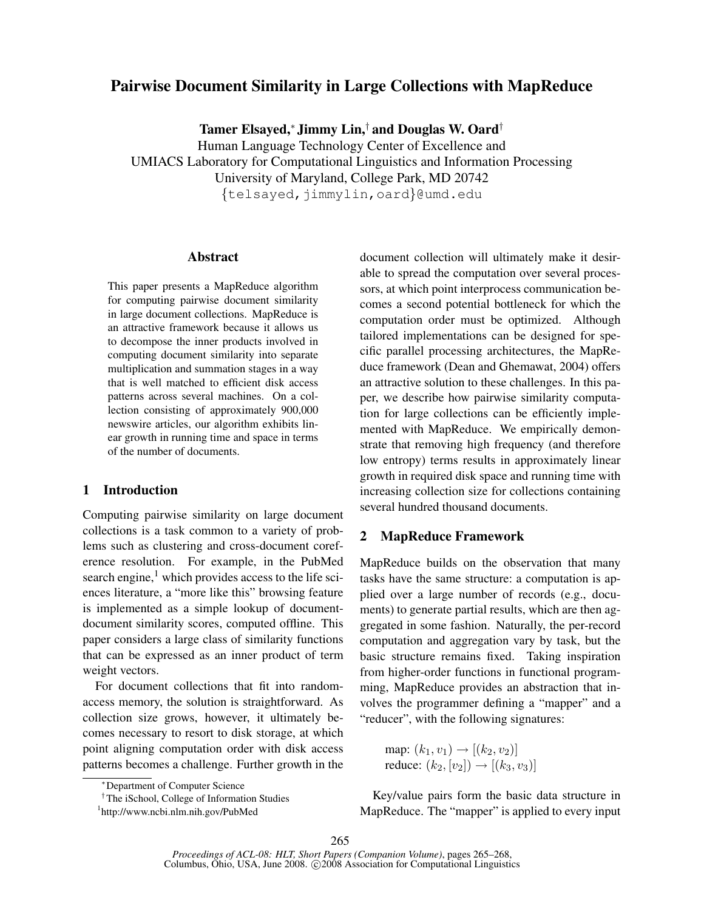# Pairwise Document Similarity in Large Collections with MapReduce

**Tamer Elsayed,[*] Jimmy Lin,[†] and Douglas W. Oard[†]**

Human Language Technology Center of Excellence and
UMIACS Laboratory for Computational Linguistics and Information Processing
University of Maryland, College Park, MD 20742
{telsayed,jimmylin,oard}@umd.edu

## Abstract

This paper presents a MapReduce algorithm for computing pairwise document similarity in large document collections. MapReduce is an attractive framework because it allows us to decompose the inner products involved in computing document similarity into separate multiplication and summation stages in a way that is well matched to efficient disk access patterns across several machines. On a collection consisting of approximately 900,000 newswire articles, our algorithm exhibits linear growth in running time and space in terms of the number of documents.

## 1 Introduction

Computing pairwise similarity on large document collections is a task common to a variety of problems such as clustering and cross-document coreference resolution. For example, in the PubMed search engine,[1] which provides access to the life sciences literature, a "more like this" browsing feature is implemented as a simple lookup of document-document similarity scores, computed offline. This paper considers a large class of similarity functions that can be expressed as an inner product of term weight vectors.

For document collections that fit into random-access memory, the solution is straightforward. As collection size grows, however, it ultimately becomes necessary to resort to disk storage, at which point aligning computation order with disk access patterns becomes a challenge. Further growth in the document collection will ultimately make it desirable to spread the computation over several processors, at which point interprocess communication becomes a second potential bottleneck for which the computation order must be optimized. Although tailored implementations can be designed for specific parallel processing architectures, the MapReduce framework (Dean and Ghemawat, 2004) offers an attractive solution to these challenges. In this paper, we describe how pairwise similarity computation for large collections can be efficiently implemented with MapReduce. We empirically demonstrate that removing high frequency (and therefore low entropy) terms results in approximately linear growth in required disk space and running time with increasing collection size for collections containing several hundred thousand documents.

## 2 MapReduce Framework

MapReduce builds on the observation that many tasks have the same structure: a computation is applied over a large number of records (e.g., documents) to generate partial results, which are then aggregated in some fashion. Naturally, the per-record computation and aggregation vary by task, but the basic structure remains fixed. Taking inspiration from higher-order functions in functional programming, MapReduce provides an abstraction that involves the programmer defining a "mapper" and a "reducer", with the following signatures:

map: $(k_1, v_1) \rightarrow [(k_2, v_2)]$
reduce: $(k_2, [v_2]) \rightarrow [(k_3, v_3)]$

Key/value pairs form the basic data structure in MapReduce. The "mapper" is applied to every input

[*] Department of Computer Science

[†] The iSchool, College of Information Studies

[1] http://www.ncbi.nlm.nih.gov/PubMed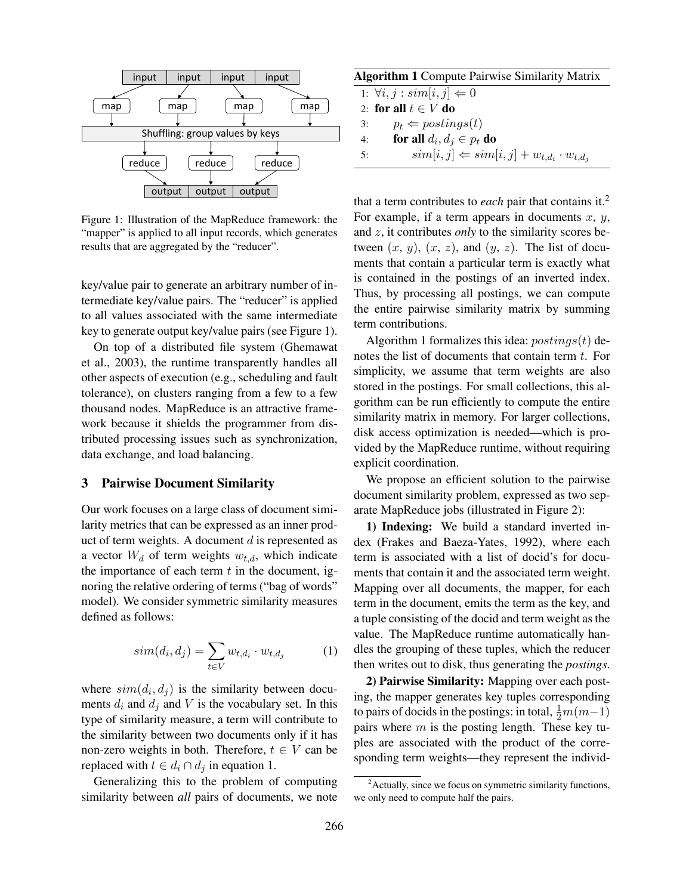Figure 1: Illustration of the MapReduce framework: the "mapper" is applied to all input records, which generates results that are aggregated by the "reducer".

key/value pair to generate an arbitrary number of intermediate key/value pairs. The "reducer" is applied to all values associated with the same intermediate key to generate output key/value pairs (see Figure 1).

On top of a distributed file system (Ghemawat et al., 2003), the runtime transparently handles all other aspects of execution (e.g., scheduling and fault tolerance), on clusters ranging from a few to a few thousand nodes. MapReduce is an attractive framework because it shields the programmer from distributed processing issues such as synchronization, data exchange, and load balancing.

## 3 Pairwise Document Similarity

Our work focuses on a large class of document similarity metrics that can be expressed as an inner product of term weights. A document $d$ is represented as a vector $W_d$ of term weights $w_{t,d}$, which indicate the importance of each term $t$ in the document, ignoring the relative ordering of terms ("bag of words" model). We consider symmetric similarity measures defined as follows:

$$sim(d_i, d_j) = \sum_{t \in V} w_{t,d_i} \cdot w_{t,d_j} \tag{1}$$

where $sim(d_i, d_j)$ is the similarity between documents $d_i$ and $d_j$ and $V$ is the vocabulary set. In this type of similarity measure, a term will contribute to the similarity between two documents only if it has non-zero weights in both. Therefore, $t \in V$ can be replaced with $t \in d_i \cap d_j$ in equation 1.

Generalizing this to the problem of computing similarity between *all* pairs of documents, we note that a term contributes to *each* pair that contains it.[2] For example, if a term appears in documents $x$, $y$, and $z$, it contributes *only* to the similarity scores between $(x, y)$, $(x, z)$, and $(y, z)$. The list of documents that contain a particular term is exactly what is contained in the postings of an inverted index. Thus, by processing all postings, we can compute the entire pairwise similarity matrix by summing term contributions.

**Algorithm 1** Compute Pairwise Similarity Matrix

```
1: ∀i, j : sim[i, j] ⇐ 0
2: for all t ∈ V do
3:     p_t ⇐ postings(t)
4:     for all d_i, d_j ∈ p_t do
5:         sim[i, j] ⇐ sim[i, j] + w_{t,d_i} · w_{t,d_j}
```

Algorithm 1 formalizes this idea: $postings(t)$ denotes the list of documents that contain term $t$. For simplicity, we assume that term weights are also stored in the postings. For small collections, this algorithm can be run efficiently to compute the entire similarity matrix in memory. For larger collections, disk access optimization is needed—which is provided by the MapReduce runtime, without requiring explicit coordination.

We propose an efficient solution to the pairwise document similarity problem, expressed as two separate MapReduce jobs (illustrated in Figure 2):

**1) Indexing:** We build a standard inverted index (Frakes and Baeza-Yates, 1992), where each term is associated with a list of docid's for documents that contain it and the associated term weight. Mapping over all documents, the mapper, for each term in the document, emits the term as the key, and a tuple consisting of the docid and term weight as the value. The MapReduce runtime automatically handles the grouping of these tuples, which the reducer then writes out to disk, thus generating the *postings*.

**2) Pairwise Similarity:** Mapping over each posting, the mapper generates key tuples corresponding to pairs of docids in the postings: in total, $\frac{1}{2}m(m-1)$ pairs where $m$ is the posting length. These key tuples are associated with the product of the corresponding term weights—they represent the individ-

[2] Actually, since we focus on symmetric similarity functions, we only need to compute half the pairs.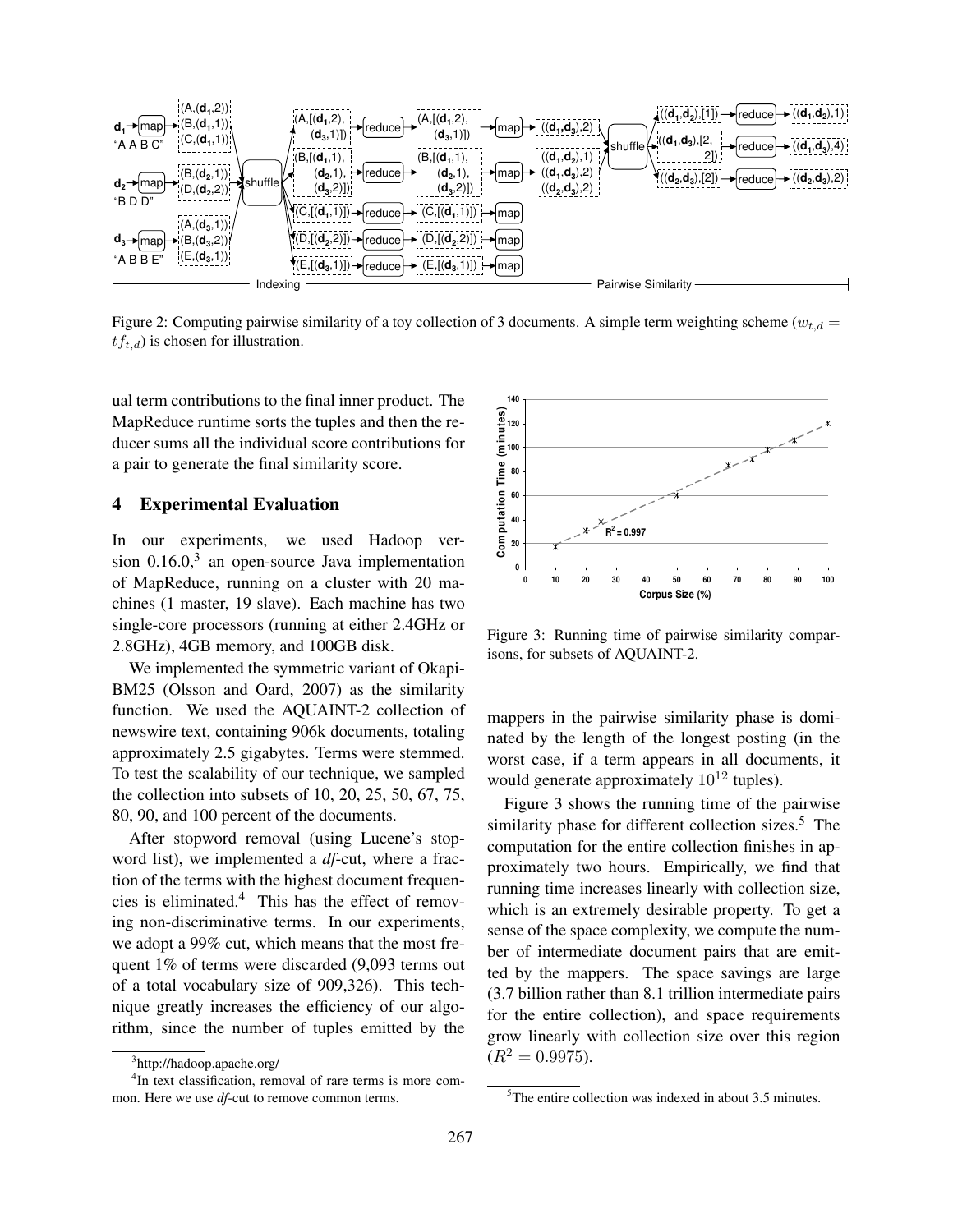Figure 2: Computing pairwise similarity of a toy collection of 3 documents. A simple term weighting scheme ($w_{t,d} = tf_{t,d}$) is chosen for illustration.

ual term contributions to the final inner product. The MapReduce runtime sorts the tuples and then the reducer sums all the individual score contributions for a pair to generate the final similarity score.

## 4 Experimental Evaluation

In our experiments, we used Hadoop version 0.16.0,[3] an open-source Java implementation of MapReduce, running on a cluster with 20 machines (1 master, 19 slave). Each machine has two single-core processors (running at either 2.4GHz or 2.8GHz), 4GB memory, and 100GB disk.

We implemented the symmetric variant of Okapi-BM25 (Olsson and Oard, 2007) as the similarity function. We used the AQUAINT-2 collection of newswire text, containing 906k documents, totaling approximately 2.5 gigabytes. Terms were stemmed. To test the scalability of our technique, we sampled the collection into subsets of 10, 20, 25, 50, 67, 75, 80, 90, and 100 percent of the documents.

After stopword removal (using Lucene's stopword list), we implemented a *df*-cut, where a fraction of the terms with the highest document frequencies is eliminated.[4] This has the effect of removing non-discriminative terms. In our experiments, we adopt a 99% cut, which means that the most frequent 1% of terms were discarded (9,093 terms out of a total vocabulary size of 909,326). This technique greatly increases the efficiency of our algorithm, since the number of tuples emitted by the mappers in the pairwise similarity phase is dominated by the length of the longest posting (in the worst case, if a term appears in all documents, it would generate approximately $10^{12}$ tuples).

Figure 3: Running time of pairwise similarity comparisons, for subsets of AQUAINT-2.

Figure 3 shows the running time of the pairwise similarity phase for different collection sizes.[5] The computation for the entire collection finishes in approximately two hours. Empirically, we find that running time increases linearly with collection size, which is an extremely desirable property. To get a sense of the space complexity, we compute the number of intermediate document pairs that are emitted by the mappers. The space savings are large (3.7 billion rather than 8.1 trillion intermediate pairs for the entire collection), and space requirements grow linearly with collection size over this region ($R^2 = 0.9975$).

[3] http://hadoop.apache.org/

[4] In text classification, removal of rare terms is more common. Here we use *df*-cut to remove common terms.

[5] The entire collection was indexed in about 3.5 minutes.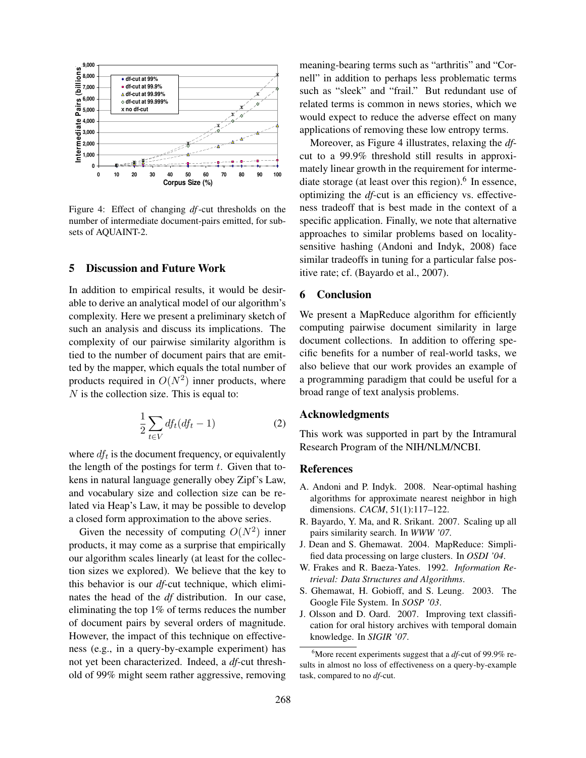Intermediate Pairs (billions)

9,000
8,000
7,000
6,000
5,000
4,000
3,000
2,000
1,000
0

0 10 20 30 40 50 60 70 80 90 100

Corpus Size (%)

df-cut at 99%
df-cut at 99.9%
df-cut at 99.99%
df-cut at 99.999%
no df-cut

Figure 4: Effect of changing *df*-cut thresholds on the number of intermediate document-pairs emitted, for subsets of AQUAINT-2.

## 5 Discussion and Future Work

In addition to empirical results, it would be desirable to derive an analytical model of our algorithm's complexity. Here we present a preliminary sketch of such an analysis and discuss its implications. The complexity of our pairwise similarity algorithm is tied to the number of document pairs that are emitted by the mapper, which equals the total number of products required in $O(N^2)$ inner products, where $N$ is the collection size. This is equal to:

$$\frac{1}{2} \sum_{t \in V} df_t(df_t - 1) \tag{2}$$

where $df_t$ is the document frequency, or equivalently the length of the postings for term $t$. Given that tokens in natural language generally obey Zipf's Law, and vocabulary size and collection size can be related via Heap's Law, it may be possible to develop a closed form approximation to the above series.

Given the necessity of computing $O(N^2)$ inner products, it may come as a surprise that empirically our algorithm scales linearly (at least for the collection sizes we explored). We believe that the key to this behavior is our *df*-cut technique, which eliminates the head of the *df* distribution. In our case, eliminating the top 1% of terms reduces the number of document pairs by several orders of magnitude. However, the impact of this technique on effectiveness (e.g., in a query-by-example experiment) has not yet been characterized. Indeed, a *df*-cut threshold of 99% might seem rather aggressive, removing meaning-bearing terms such as "arthritis" and "Cornell" in addition to perhaps less problematic terms such as "sleek" and "frail." But redundant use of related terms is common in news stories, which we would expect to reduce the adverse effect on many applications of removing these low entropy terms.

Moreover, as Figure 4 illustrates, relaxing the *df*-cut to a 99.9% threshold still results in approximately linear growth in the requirement for intermediate storage (at least over this region).[6] In essence, optimizing the *df*-cut is an efficiency vs. effectiveness tradeoff that is best made in the context of a specific application. Finally, we note that alternative approaches to similar problems based on locality-sensitive hashing (Andoni and Indyk, 2008) face similar tradeoffs in tuning for a particular false positive rate; cf. (Bayardo et al., 2007).

## 6 Conclusion

We present a MapReduce algorithm for efficiently computing pairwise document similarity in large document collections. In addition to offering specific benefits for a number of real-world tasks, we also believe that our work provides an example of a programming paradigm that could be useful for a broad range of text analysis problems.

## Acknowledgments

This work was supported in part by the Intramural Research Program of the NIH/NLM/NCBI.

## References

- A. Andoni and P. Indyk. 2008. Near-optimal hashing algorithms for approximate nearest neighbor in high dimensions. *CACM*, 51(1):117–122.
- R. Bayardo, Y. Ma, and R. Srikant. 2007. Scaling up all pairs similarity search. In *WWW '07*.
- J. Dean and S. Ghemawat. 2004. MapReduce: Simplified data processing on large clusters. In *OSDI '04*.
- W. Frakes and R. Baeza-Yates. 1992. *Information Retrieval: Data Structures and Algorithms*.
- S. Ghemawat, H. Gobioff, and S. Leung. 2003. The Google File System. In *SOSP '03*.
- J. Olsson and D. Oard. 2007. Improving text classification for oral history archives with temporal domain knowledge. In *SIGIR '07*.

[6] More recent experiments suggest that a *df*-cut of 99.9% results in almost no loss of effectiveness on a query-by-example task, compared to no *df*-cut.